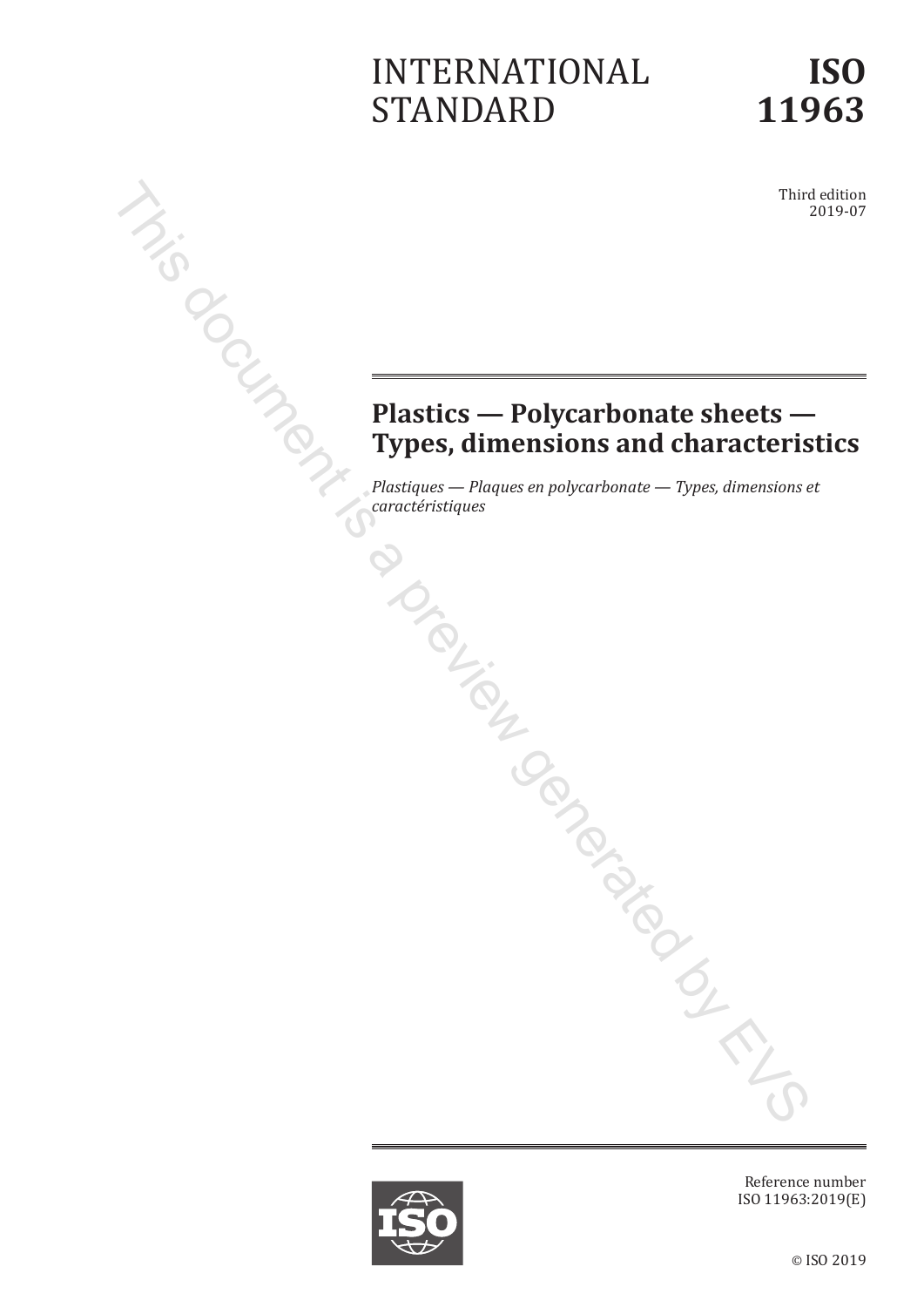INTERNATIONAL STANDARD

**ISO 11963**

Third edition
2019-07

# Plastics — Polycarbonate sheets — Types, dimensions and characteristics

*Plastiques — Plaques en polycarbonate — Types, dimensions et caractéristiques*

Reference number
ISO 11963:2019(E)

© ISO 2019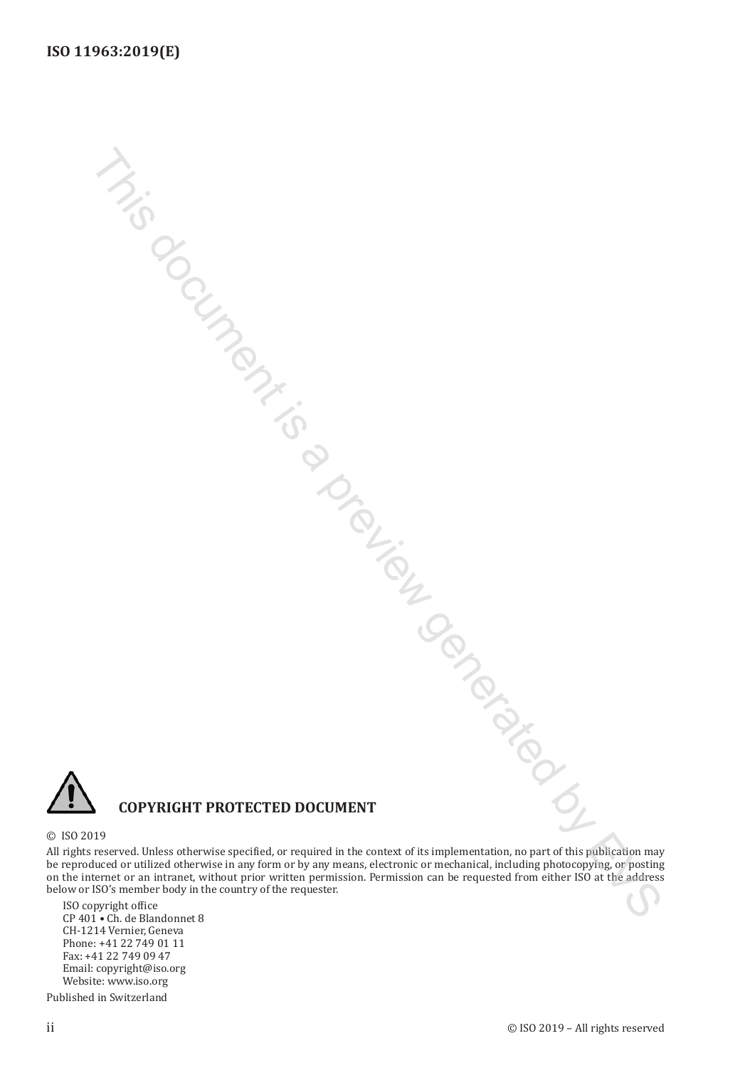**COPYRIGHT PROTECTED DOCUMENT**

© ISO 2019

All rights reserved. Unless otherwise specified, or required in the context of its implementation, no part of this publication may be reproduced or utilized otherwise in any form or by any means, electronic or mechanical, including photocopying, or posting on the internet or an intranet, without prior written permission. Permission can be requested from either ISO at the address below or ISO's member body in the country of the requester.

ISO copyright office
CP 401 • Ch. de Blandonnet 8
CH-1214 Vernier, Geneva
Phone: +41 22 749 01 11
Fax: +41 22 749 09 47
Email: copyright@iso.org
Website: www.iso.org

Published in Switzerland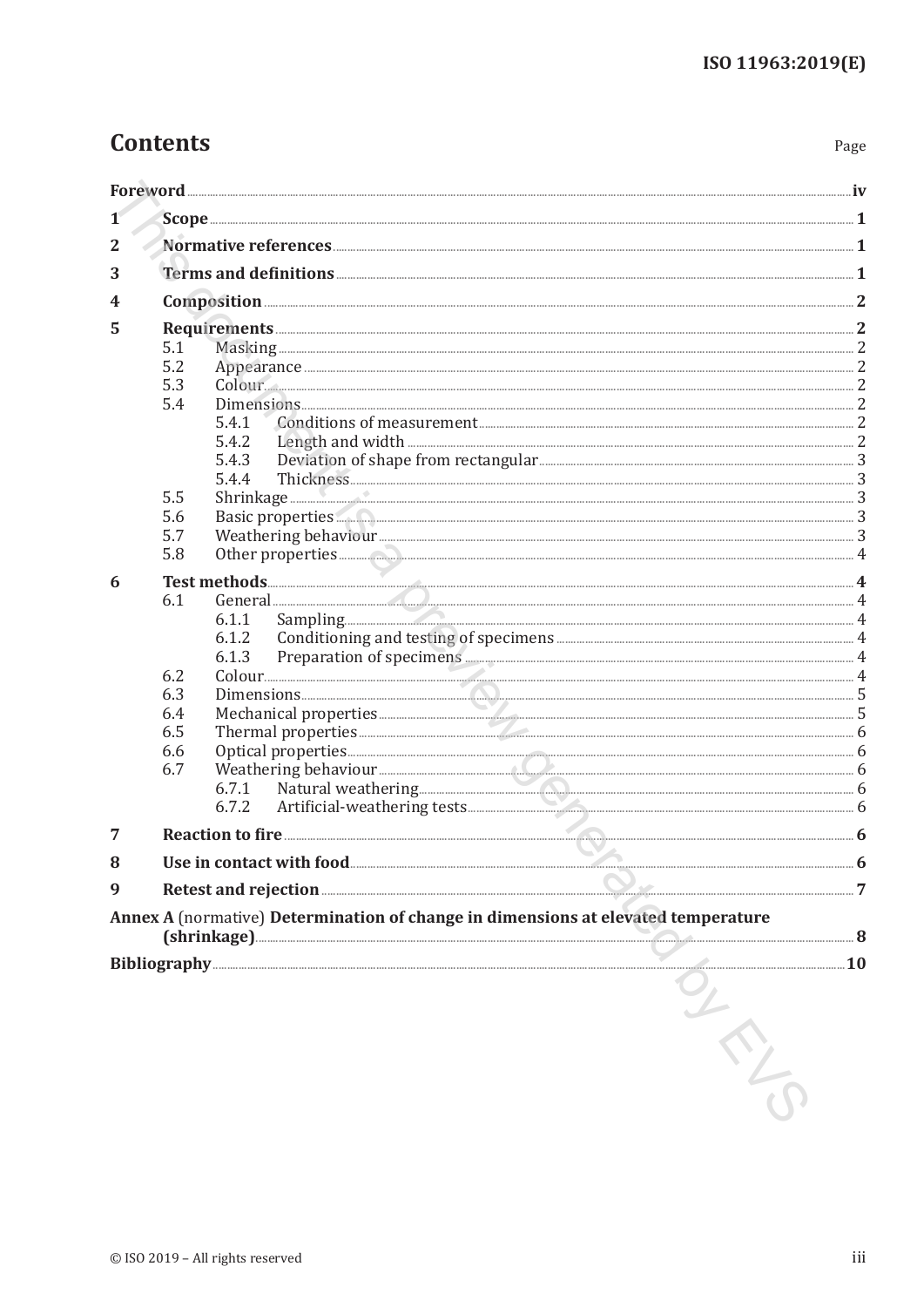# Contents

| | Page |
|---|---|
| **Foreword** | **iv** |
| **1 Scope** | **1** |
| **2 Normative references** | **1** |
| **3 Terms and definitions** | **1** |
| **4 Composition** | **2** |
| **5 Requirements** | **2** |
| 5.1 Masking | 2 |
| 5.2 Appearance | 2 |
| 5.3 Colour | 2 |
| 5.4 Dimensions | 2 |
| 5.4.1 Conditions of measurement | 2 |
| 5.4.2 Length and width | 2 |
| 5.4.3 Deviation of shape from rectangular | 3 |
| 5.4.4 Thickness | 3 |
| 5.5 Shrinkage | 3 |
| 5.6 Basic properties | 3 |
| 5.7 Weathering behaviour | 3 |
| 5.8 Other properties | 4 |
| **6 Test methods** | **4** |
| 6.1 General | 4 |
| 6.1.1 Sampling | 4 |
| 6.1.2 Conditioning and testing of specimens | 4 |
| 6.1.3 Preparation of specimens | 4 |
| 6.2 Colour | 4 |
| 6.3 Dimensions | 5 |
| 6.4 Mechanical properties | 5 |
| 6.5 Thermal properties | 6 |
| 6.6 Optical properties | 6 |
| 6.7 Weathering behaviour | 6 |
| 6.7.1 Natural weathering | 6 |
| 6.7.2 Artificial-weathering tests | 6 |
| **7 Reaction to fire** | **6** |
| **8 Use in contact with food** | **6** |
| **9 Retest and rejection** | **7** |
| **Annex A** (normative) **Determination of change in dimensions at elevated temperature (shrinkage)** | **8** |
| **Bibliography** | **10** |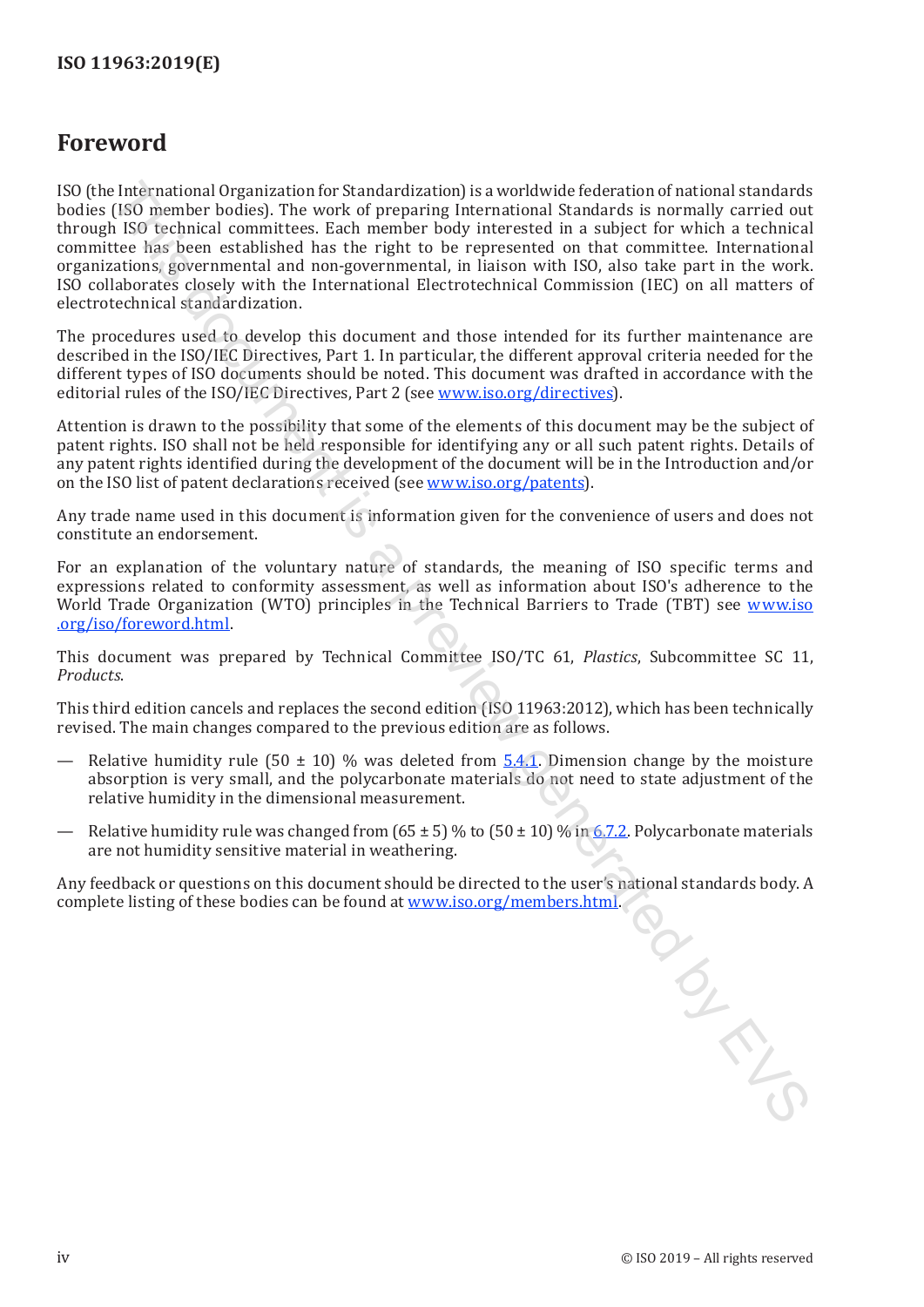# Foreword

ISO (the International Organization for Standardization) is a worldwide federation of national standards bodies (ISO member bodies). The work of preparing International Standards is normally carried out through ISO technical committees. Each member body interested in a subject for which a technical committee has been established has the right to be represented on that committee. International organizations, governmental and non-governmental, in liaison with ISO, also take part in the work. ISO collaborates closely with the International Electrotechnical Commission (IEC) on all matters of electrotechnical standardization.

The procedures used to develop this document and those intended for its further maintenance are described in the ISO/IEC Directives, Part 1. In particular, the different approval criteria needed for the different types of ISO documents should be noted. This document was drafted in accordance with the editorial rules of the ISO/IEC Directives, Part 2 (see www.iso.org/directives).

Attention is drawn to the possibility that some of the elements of this document may be the subject of patent rights. ISO shall not be held responsible for identifying any or all such patent rights. Details of any patent rights identified during the development of the document will be in the Introduction and/or on the ISO list of patent declarations received (see www.iso.org/patents).

Any trade name used in this document is information given for the convenience of users and does not constitute an endorsement.

For an explanation of the voluntary nature of standards, the meaning of ISO specific terms and expressions related to conformity assessment, as well as information about ISO's adherence to the World Trade Organization (WTO) principles in the Technical Barriers to Trade (TBT) see www.iso.org/iso/foreword.html.

This document was prepared by Technical Committee ISO/TC 61, *Plastics*, Subcommittee SC 11, *Products*.

This third edition cancels and replaces the second edition (ISO 11963:2012), which has been technically revised. The main changes compared to the previous edition are as follows.

- Relative humidity rule (50 ± 10) % was deleted from 5.4.1. Dimension change by the moisture absorption is very small, and the polycarbonate materials do not need to state adjustment of the relative humidity in the dimensional measurement.
- Relative humidity rule was changed from (65 ± 5) % to (50 ± 10) % in 6.7.2. Polycarbonate materials are not humidity sensitive material in weathering.

Any feedback or questions on this document should be directed to the user's national standards body. A complete listing of these bodies can be found at www.iso.org/members.html.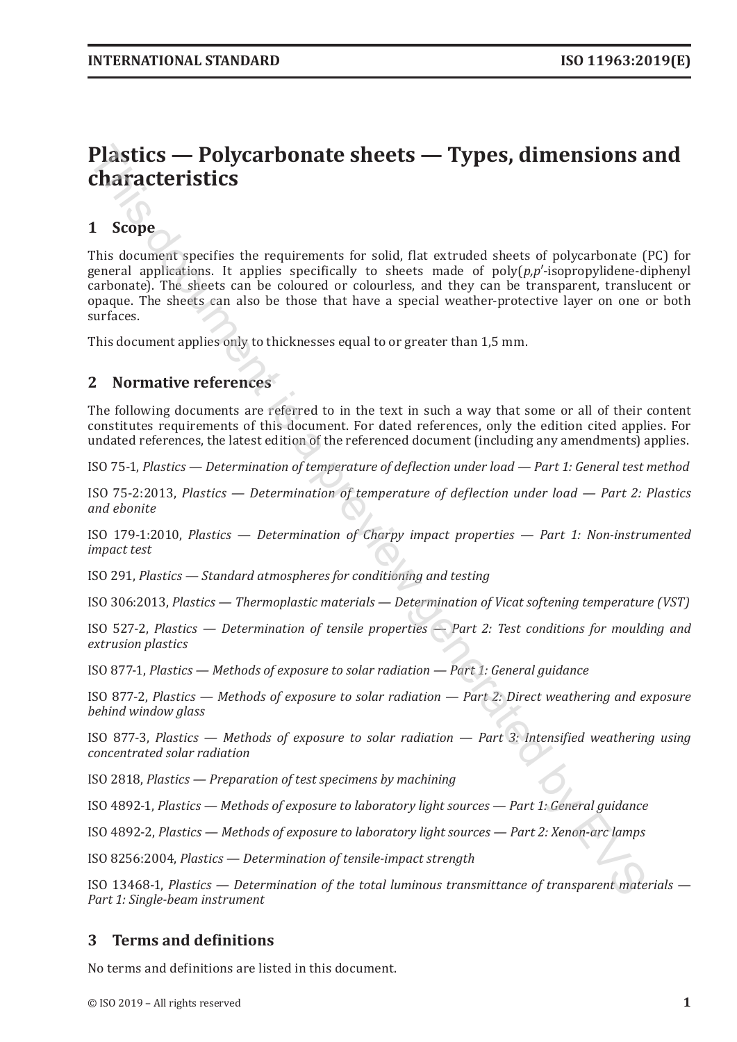# Plastics — Polycarbonate sheets — Types, dimensions and characteristics

## 1 Scope

This document specifies the requirements for solid, flat extruded sheets of polycarbonate (PC) for general applications. It applies specifically to sheets made of poly(*p,p'*-isopropylidene-diphenyl carbonate). The sheets can be coloured or colourless, and they can be transparent, translucent or opaque. The sheets can also be those that have a special weather-protective layer on one or both surfaces.

This document applies only to thicknesses equal to or greater than 1,5 mm.

## 2 Normative references

The following documents are referred to in the text in such a way that some or all of their content constitutes requirements of this document. For dated references, only the edition cited applies. For undated references, the latest edition of the referenced document (including any amendments) applies.

ISO 75-1, *Plastics — Determination of temperature of deflection under load — Part 1: General test method*

ISO 75-2:2013, *Plastics — Determination of temperature of deflection under load — Part 2: Plastics and ebonite*

ISO 179-1:2010, *Plastics — Determination of Charpy impact properties — Part 1: Non-instrumented impact test*

ISO 291, *Plastics — Standard atmospheres for conditioning and testing*

ISO 306:2013, *Plastics — Thermoplastic materials — Determination of Vicat softening temperature (VST)*

ISO 527-2, *Plastics — Determination of tensile properties — Part 2: Test conditions for moulding and extrusion plastics*

ISO 877-1, *Plastics — Methods of exposure to solar radiation — Part 1: General guidance*

ISO 877-2, *Plastics — Methods of exposure to solar radiation — Part 2: Direct weathering and exposure behind window glass*

ISO 877-3, *Plastics — Methods of exposure to solar radiation — Part 3: Intensified weathering using concentrated solar radiation*

ISO 2818, *Plastics — Preparation of test specimens by machining*

ISO 4892-1, *Plastics — Methods of exposure to laboratory light sources — Part 1: General guidance*

ISO 4892-2, *Plastics — Methods of exposure to laboratory light sources — Part 2: Xenon-arc lamps*

ISO 8256:2004, *Plastics — Determination of tensile-impact strength*

ISO 13468-1, *Plastics — Determination of the total luminous transmittance of transparent materials — Part 1: Single-beam instrument*

## 3 Terms and definitions

No terms and definitions are listed in this document.